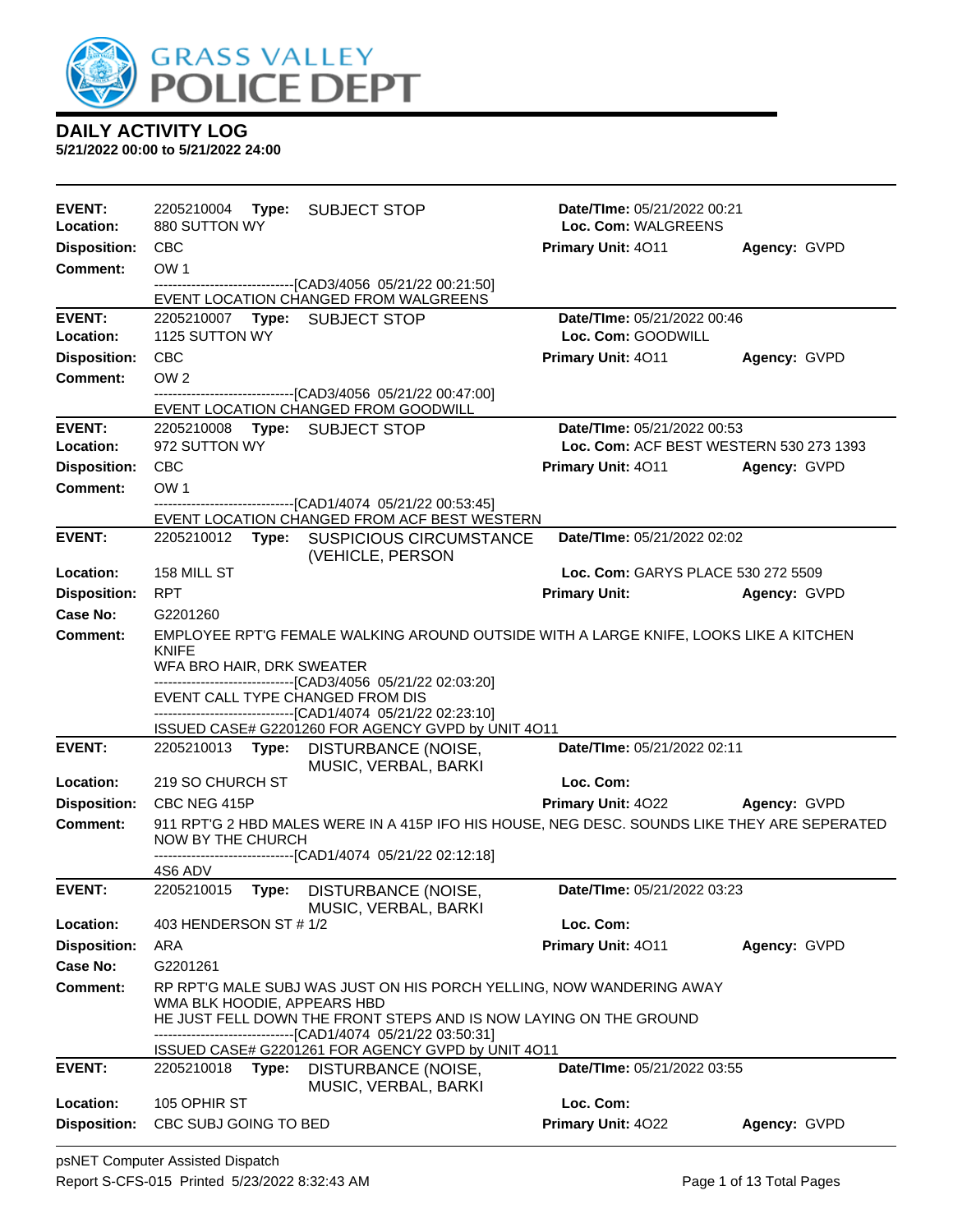GRASS VALLEY POLICE DEPT

## DAILY ACTIVITY LOG

**5/21/2022 00:00 to 5/21/2022 24:00**

---

**EVENT:** 2205210004 **Type:** SUBJECT STOP **Date/TIme:** 05/21/2022 00:21
**Location:** 880 SUTTON WY **Loc. Com:** WALGREENS
**Disposition:** CBC **Primary Unit:** 4O11 **Agency:** GVPD
**Comment:** OW 1
------------------------------[CAD3/4056 05/21/22 00:21:50]
EVENT LOCATION CHANGED FROM WALGREENS

---

**EVENT:** 2205210007 **Type:** SUBJECT STOP **Date/TIme:** 05/21/2022 00:46
**Location:** 1125 SUTTON WY **Loc. Com:** GOODWILL
**Disposition:** CBC **Primary Unit:** 4O11 **Agency:** GVPD
**Comment:** OW 2
------------------------------[CAD3/4056 05/21/22 00:47:00]
EVENT LOCATION CHANGED FROM GOODWILL

---

**EVENT:** 2205210008 **Type:** SUBJECT STOP **Date/TIme:** 05/21/2022 00:53
**Location:** 972 SUTTON WY **Loc. Com:** ACF BEST WESTERN 530 273 1393
**Disposition:** CBC **Primary Unit:** 4O11 **Agency:** GVPD
**Comment:** OW 1
------------------------------[CAD1/4074 05/21/22 00:53:45]
EVENT LOCATION CHANGED FROM ACF BEST WESTERN

---

**EVENT:** 2205210012 **Type:** SUSPICIOUS CIRCUMSTANCE (VEHICLE, PERSON **Date/TIme:** 05/21/2022 02:02
**Location:** 158 MILL ST **Loc. Com:** GARYS PLACE 530 272 5509
**Disposition:** RPT **Primary Unit:** **Agency:** GVPD
**Case No:** G2201260
**Comment:** EMPLOYEE RPT'G FEMALE WALKING AROUND OUTSIDE WITH A LARGE KNIFE, LOOKS LIKE A KITCHEN KNIFE
WFA BRO HAIR, DRK SWEATER
------------------------------[CAD3/4056 05/21/22 02:03:20]
EVENT CALL TYPE CHANGED FROM DIS
------------------------------[CAD1/4074 05/21/22 02:23:10]
ISSUED CASE# G2201260 FOR AGENCY GVPD by UNIT 4O11

---

**EVENT:** 2205210013 **Type:** DISTURBANCE (NOISE, MUSIC, VERBAL, BARKI **Date/TIme:** 05/21/2022 02:11
**Location:** 219 SO CHURCH ST **Loc. Com:**
**Disposition:** CBC NEG 415P **Primary Unit:** 4O22 **Agency:** GVPD
**Comment:** 911 RPT'G 2 HBD MALES WERE IN A 415P IFO HIS HOUSE, NEG DESC. SOUNDS LIKE THEY ARE SEPERATED NOW BY THE CHURCH
------------------------------[CAD1/4074 05/21/22 02:12:18]
4S6 ADV

---

**EVENT:** 2205210015 **Type:** DISTURBANCE (NOISE, MUSIC, VERBAL, BARKI **Date/TIme:** 05/21/2022 03:23
**Location:** 403 HENDERSON ST # 1/2 **Loc. Com:**
**Disposition:** ARA **Primary Unit:** 4O11 **Agency:** GVPD
**Case No:** G2201261
**Comment:** RP RPT'G MALE SUBJ WAS JUST ON HIS PORCH YELLING, NOW WANDERING AWAY
WMA BLK HOODIE, APPEARS HBD
HE JUST FELL DOWN THE FRONT STEPS AND IS NOW LAYING ON THE GROUND
------------------------------[CAD1/4074 05/21/22 03:50:31]
ISSUED CASE# G2201261 FOR AGENCY GVPD by UNIT 4O11

---

**EVENT:** 2205210018 **Type:** DISTURBANCE (NOISE, MUSIC, VERBAL, BARKI **Date/TIme:** 05/21/2022 03:55
**Location:** 105 OPHIR ST **Loc. Com:**
**Disposition:** CBC SUBJ GOING TO BED **Primary Unit:** 4O22 **Agency:** GVPD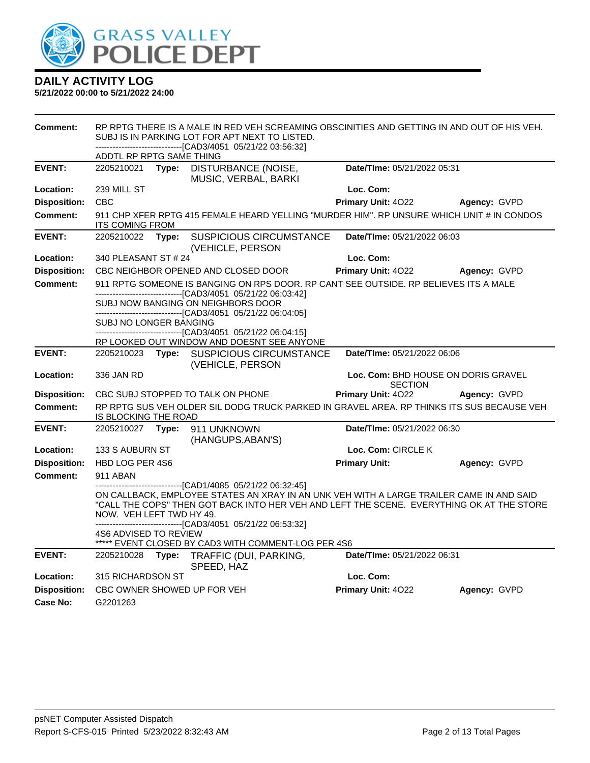# DAILY ACTIVITY LOG

**5/21/2022 00:00 to 5/21/2022 24:00**

**Comment:** RP RPTG THERE IS A MALE IN RED VEH SCREAMING OBSCINITIES AND GETTING IN AND OUT OF HIS VEH. SUBJ IS IN PARKING LOT FOR APT NEXT TO LISTED.
------------------------------[CAD3/4051 05/21/22 03:56:32]
ADDTL RP RPTG SAME THING

---

| | | | |
|---|---|---|---|
| **EVENT:** | 2205210021 **Type:** DISTURBANCE (NOISE, MUSIC, VERBAL, BARKI | **Date/TIme:** 05/21/2022 05:31 | |
| **Location:** | 239 MILL ST | **Loc. Com:** | |
| **Disposition:** | CBC | **Primary Unit:** 4O22 | **Agency:** GVPD |

**Comment:** 911 CHP XFER RPTG 415 FEMALE HEARD YELLING "MURDER HIM". RP UNSURE WHICH UNIT # IN CONDOS ITS COMING FROM

---

| | | | |
|---|---|---|---|
| **EVENT:** | 2205210022 **Type:** SUSPICIOUS CIRCUMSTANCE (VEHICLE, PERSON | **Date/TIme:** 05/21/2022 06:03 | |
| **Location:** | 340 PLEASANT ST # 24 | **Loc. Com:** | |
| **Disposition:** | CBC NEIGHBOR OPENED AND CLOSED DOOR | **Primary Unit:** 4O22 | **Agency:** GVPD |

**Comment:** 911 RPTG SOMEONE IS BANGING ON RPS DOOR. RP CANT SEE OUTSIDE. RP BELIEVES ITS A MALE
------------------------------[CAD3/4051 05/21/22 06:03:42]
SUBJ NOW BANGING ON NEIGHBORS DOOR
------------------------------[CAD3/4051 05/21/22 06:04:05]
SUBJ NO LONGER BANGING
------------------------------[CAD3/4051 05/21/22 06:04:15]
RP LOOKED OUT WINDOW AND DOESNT SEE ANYONE

---

| | | | |
|---|---|---|---|
| **EVENT:** | 2205210023 **Type:** SUSPICIOUS CIRCUMSTANCE (VEHICLE, PERSON | **Date/TIme:** 05/21/2022 06:06 | |
| **Location:** | 336 JAN RD | **Loc. Com:** BHD HOUSE ON DORIS GRAVEL SECTION | |
| **Disposition:** | CBC SUBJ STOPPED TO TALK ON PHONE | **Primary Unit:** 4O22 | **Agency:** GVPD |

**Comment:** RP RPTG SUS VEH OLDER SIL DODG TRUCK PARKED IN GRAVEL AREA. RP THINKS ITS SUS BECAUSE VEH IS BLOCKING THE ROAD

---

| | | | |
|---|---|---|---|
| **EVENT:** | 2205210027 **Type:** 911 UNKNOWN (HANGUPS,ABAN'S) | **Date/TIme:** 05/21/2022 06:30 | |
| **Location:** | 133 S AUBURN ST | **Loc. Com:** CIRCLE K | |
| **Disposition:** | HBD LOG PER 4S6 | **Primary Unit:** | **Agency:** GVPD |

**Comment:** 911 ABAN
------------------------------[CAD1/4085 05/21/22 06:32:45]
ON CALLBACK, EMPLOYEE STATES AN XRAY IN AN UNK VEH WITH A LARGE TRAILER CAME IN AND SAID "CALL THE COPS" THEN GOT BACK INTO HER VEH AND LEFT THE SCENE. EVERYTHING OK AT THE STORE NOW. VEH LEFT TWD HY 49.
------------------------------[CAD3/4051 05/21/22 06:53:32]
4S6 ADVISED TO REVIEW
***** EVENT CLOSED BY CAD3 WITH COMMENT-LOG PER 4S6

---

| | | | |
|---|---|---|---|
| **EVENT:** | 2205210028 **Type:** TRAFFIC (DUI, PARKING, SPEED, HAZ | **Date/TIme:** 05/21/2022 06:31 | |
| **Location:** | 315 RICHARDSON ST | **Loc. Com:** | |
| **Disposition:** | CBC OWNER SHOWED UP FOR VEH | **Primary Unit:** 4O22 | **Agency:** GVPD |
| **Case No:** | G2201263 | | |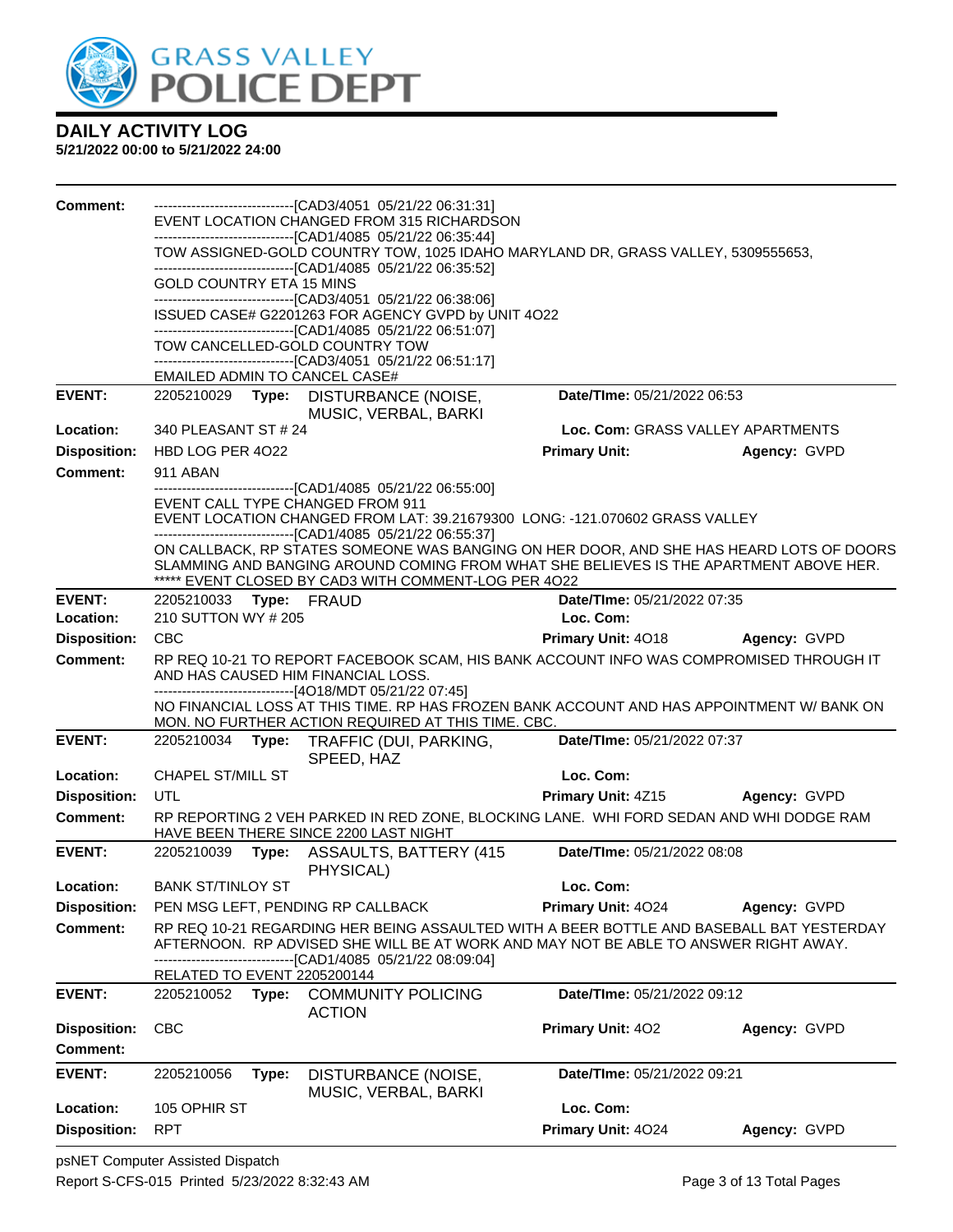# DAILY ACTIVITY LOG
**5/21/2022 00:00 to 5/21/2022 24:00**

**Comment:**
------------------------------[CAD3/4051 05/21/22 06:31:31]
EVENT LOCATION CHANGED FROM 315 RICHARDSON
------------------------------[CAD1/4085 05/21/22 06:35:44]
TOW ASSIGNED-GOLD COUNTRY TOW, 1025 IDAHO MARYLAND DR, GRASS VALLEY, 5309555653,
------------------------------[CAD1/4085 05/21/22 06:35:52]
GOLD COUNTRY ETA 15 MINS
------------------------------[CAD3/4051 05/21/22 06:38:06]
ISSUED CASE# G2201263 FOR AGENCY GVPD by UNIT 4O22
------------------------------[CAD1/4085 05/21/22 06:51:07]
TOW CANCELLED-GOLD COUNTRY TOW
------------------------------[CAD3/4051 05/21/22 06:51:17]
EMAILED ADMIN TO CANCEL CASE#

---

**EVENT:** 2205210029 **Type:** DISTURBANCE (NOISE, MUSIC, VERBAL, BARKI **Date/TIme:** 05/21/2022 06:53
**Location:** 340 PLEASANT ST # 24 **Loc. Com:** GRASS VALLEY APARTMENTS
**Disposition:** HBD LOG PER 4O22 **Primary Unit:** **Agency:** GVPD
**Comment:** 911 ABAN
------------------------------[CAD1/4085 05/21/22 06:55:00]
EVENT CALL TYPE CHANGED FROM 911
EVENT LOCATION CHANGED FROM LAT: 39.21679300 LONG: -121.070602 GRASS VALLEY
------------------------------[CAD1/4085 05/21/22 06:55:37]
ON CALLBACK, RP STATES SOMEONE WAS BANGING ON HER DOOR, AND SHE HAS HEARD LOTS OF DOORS SLAMMING AND BANGING AROUND COMING FROM WHAT SHE BELIEVES IS THE APARTMENT ABOVE HER.
***** EVENT CLOSED BY CAD3 WITH COMMENT-LOG PER 4O22

---

**EVENT:** 2205210033 **Type:** FRAUD **Date/TIme:** 05/21/2022 07:35
**Location:** 210 SUTTON WY # 205 **Loc. Com:**
**Disposition:** CBC **Primary Unit:** 4O18 **Agency:** GVPD
**Comment:** RP REQ 10-21 TO REPORT FACEBOOK SCAM, HIS BANK ACCOUNT INFO WAS COMPROMISED THROUGH IT AND HAS CAUSED HIM FINANCIAL LOSS.
------------------------------[4O18/MDT 05/21/22 07:45]
NO FINANCIAL LOSS AT THIS TIME. RP HAS FROZEN BANK ACCOUNT AND HAS APPOINTMENT W/ BANK ON MON. NO FURTHER ACTION REQUIRED AT THIS TIME. CBC.

---

**EVENT:** 2205210034 **Type:** TRAFFIC (DUI, PARKING, SPEED, HAZ **Date/TIme:** 05/21/2022 07:37
**Location:** CHAPEL ST/MILL ST **Loc. Com:**
**Disposition:** UTL **Primary Unit:** 4Z15 **Agency:** GVPD
**Comment:** RP REPORTING 2 VEH PARKED IN RED ZONE, BLOCKING LANE. WHI FORD SEDAN AND WHI DODGE RAM HAVE BEEN THERE SINCE 2200 LAST NIGHT

---

**EVENT:** 2205210039 **Type:** ASSAULTS, BATTERY (415 PHYSICAL) **Date/TIme:** 05/21/2022 08:08
**Location:** BANK ST/TINLOY ST **Loc. Com:**
**Disposition:** PEN MSG LEFT, PENDING RP CALLBACK **Primary Unit:** 4O24 **Agency:** GVPD
**Comment:** RP REQ 10-21 REGARDING HER BEING ASSAULTED WITH A BEER BOTTLE AND BASEBALL BAT YESTERDAY AFTERNOON. RP ADVISED SHE WILL BE AT WORK AND MAY NOT BE ABLE TO ANSWER RIGHT AWAY.
------------------------------[CAD1/4085 05/21/22 08:09:04]
RELATED TO EVENT 2205200144

---

**EVENT:** 2205210052 **Type:** COMMUNITY POLICING ACTION **Date/TIme:** 05/21/2022 09:12
**Disposition:** CBC **Primary Unit:** 4O2 **Agency:** GVPD
**Comment:**

---

**EVENT:** 2205210056 **Type:** DISTURBANCE (NOISE, MUSIC, VERBAL, BARKI **Date/TIme:** 05/21/2022 09:21
**Location:** 105 OPHIR ST **Loc. Com:**
**Disposition:** RPT **Primary Unit:** 4O24 **Agency:** GVPD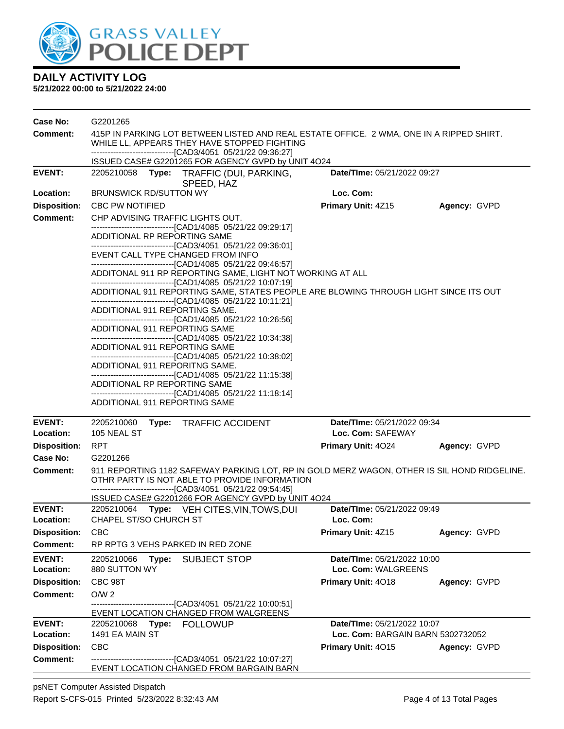# DAILY ACTIVITY LOG

**5/21/2022 00:00 to 5/21/2022 24:00**

**Case No:** G2201265

**Comment:** 415P IN PARKING LOT BETWEEN LISTED AND REAL ESTATE OFFICE. 2 WMA, ONE IN A RIPPED SHIRT. WHILE LL, APPEARS THEY HAVE STOPPED FIGHTING
------------------------------[CAD3/4051 05/21/22 09:36:27]
ISSUED CASE# G2201265 FOR AGENCY GVPD by UNIT 4O24

---

**EVENT:** 2205210058 **Type:** TRAFFIC (DUI, PARKING, SPEED, HAZ) **Date/TIme:** 05/21/2022 09:27
**Location:** BRUNSWICK RD/SUTTON WY **Loc. Com:**
**Disposition:** CBC PW NOTIFIED **Primary Unit:** 4Z15 **Agency:** GVPD
**Comment:** CHP ADVISING TRAFFIC LIGHTS OUT.
------------------------------[CAD1/4085 05/21/22 09:29:17]
ADDITIONAL RP REPORTING SAME
------------------------------[CAD3/4051 05/21/22 09:36:01]
EVENT CALL TYPE CHANGED FROM INFO
------------------------------[CAD1/4085 05/21/22 09:46:57]
ADDITONAL 911 RP REPORTING SAME, LIGHT NOT WORKING AT ALL
------------------------------[CAD1/4085 05/21/22 10:07:19]
ADDITIONAL 911 REPORTING SAME, STATES PEOPLE ARE BLOWING THROUGH LIGHT SINCE ITS OUT
------------------------------[CAD1/4085 05/21/22 10:11:21]
ADDITIONAL 911 REPORTING SAME.
------------------------------[CAD1/4085 05/21/22 10:26:56]
ADDITIONAL 911 REPORTING SAME
------------------------------[CAD1/4085 05/21/22 10:34:38]
ADDITIONAL 911 REPORTING SAME
------------------------------[CAD1/4085 05/21/22 10:38:02]
ADDITIONAL 911 REPORITNG SAME.
------------------------------[CAD1/4085 05/21/22 11:15:38]
ADDITIONAL RP REPORTING SAME
------------------------------[CAD1/4085 05/21/22 11:18:14]
ADDITIONAL 911 REPORTING SAME

---

**EVENT:** 2205210060 **Type:** TRAFFIC ACCIDENT **Date/TIme:** 05/21/2022 09:34
**Location:** 105 NEAL ST **Loc. Com:** SAFEWAY
**Disposition:** RPT **Primary Unit:** 4O24 **Agency:** GVPD
**Case No:** G2201266
**Comment:** 911 REPORTING 1182 SAFEWAY PARKING LOT, RP IN GOLD MERZ WAGON, OTHER IS SIL HOND RIDGELINE. OTHR PARTY IS NOT ABLE TO PROVIDE INFORMATION
------------------------------[CAD3/4051 05/21/22 09:54:45]
ISSUED CASE# G2201266 FOR AGENCY GVPD by UNIT 4O24

---

**EVENT:** 2205210064 **Type:** VEH CITES,VIN,TOWS,DUI **Date/TIme:** 05/21/2022 09:49
**Location:** CHAPEL ST/SO CHURCH ST **Loc. Com:**
**Disposition:** CBC **Primary Unit:** 4Z15 **Agency:** GVPD
**Comment:** RP RPTG 3 VEHS PARKED IN RED ZONE

---

**EVENT:** 2205210066 **Type:** SUBJECT STOP **Date/TIme:** 05/21/2022 10:00
**Location:** 880 SUTTON WY **Loc. Com:** WALGREENS
**Disposition:** CBC 98T **Primary Unit:** 4O18 **Agency:** GVPD
**Comment:** O/W 2
------------------------------[CAD3/4051 05/21/22 10:00:51]
EVENT LOCATION CHANGED FROM WALGREENS

---

**EVENT:** 2205210068 **Type:** FOLLOWUP **Date/TIme:** 05/21/2022 10:07
**Location:** 1491 EA MAIN ST **Loc. Com:** BARGAIN BARN 5302732052
**Disposition:** CBC **Primary Unit:** 4O15 **Agency:** GVPD
**Comment:** ------------------------------[CAD3/4051 05/21/22 10:07:27]
EVENT LOCATION CHANGED FROM BARGAIN BARN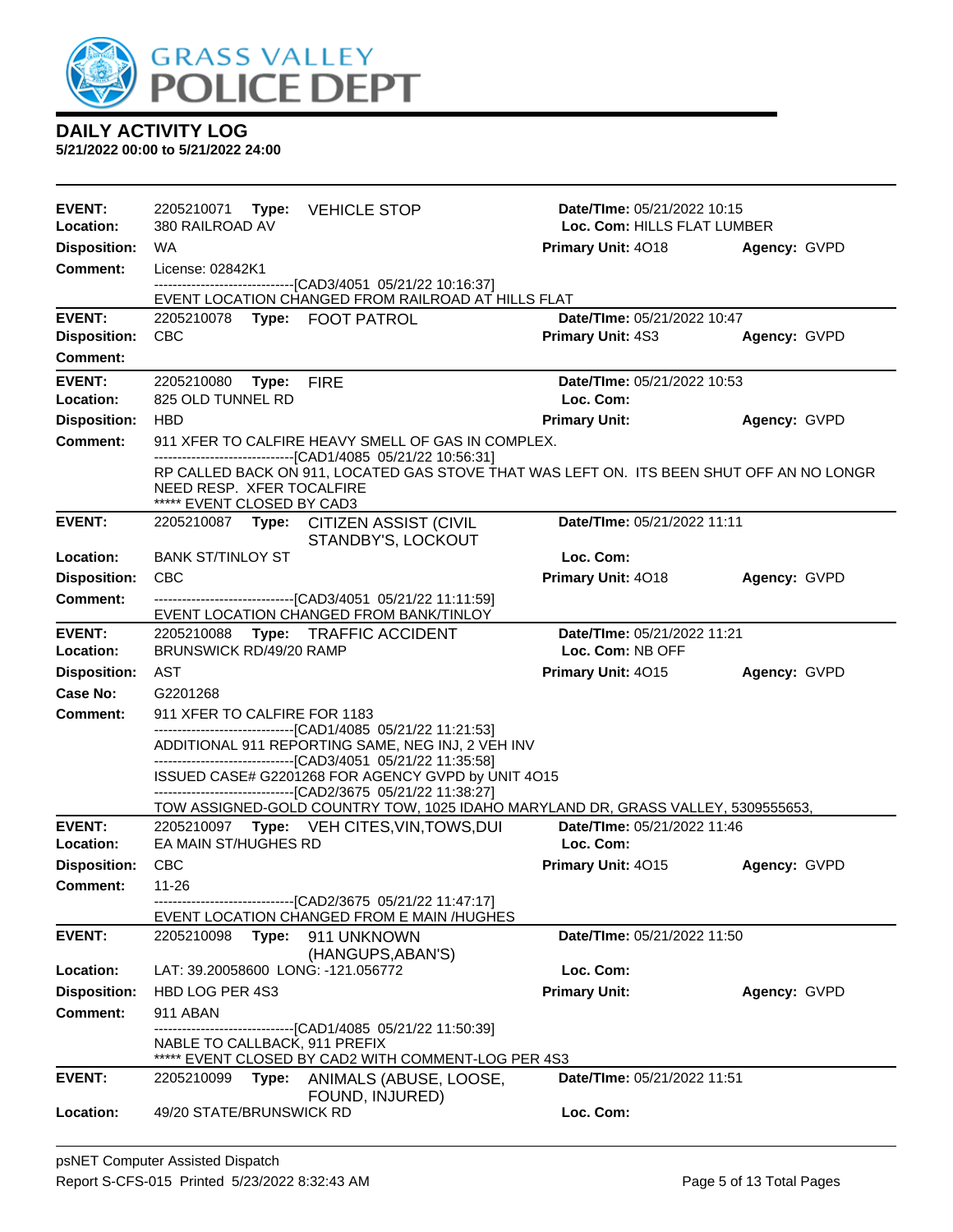# GRASS VALLEY POLICE DEPT

## DAILY ACTIVITY LOG

**5/21/2022 00:00 to 5/21/2022 24:00**

---

**EVENT:** 2205210071 **Type:** VEHICLE STOP **Date/TIme:** 05/21/2022 10:15
**Location:** 380 RAILROAD AV **Loc. Com:** HILLS FLAT LUMBER
**Disposition:** WA **Primary Unit:** 4O18 **Agency:** GVPD
**Comment:** License: 02842K1
------------------------------[CAD3/4051 05/21/22 10:16:37]
EVENT LOCATION CHANGED FROM RAILROAD AT HILLS FLAT

---

**EVENT:** 2205210078 **Type:** FOOT PATROL **Date/TIme:** 05/21/2022 10:47
**Disposition:** CBC **Primary Unit:** 4S3 **Agency:** GVPD
**Comment:**

---

**EVENT:** 2205210080 **Type:** FIRE **Date/TIme:** 05/21/2022 10:53
**Location:** 825 OLD TUNNEL RD **Loc. Com:**
**Disposition:** HBD **Primary Unit:** **Agency:** GVPD
**Comment:** 911 XFER TO CALFIRE HEAVY SMELL OF GAS IN COMPLEX.
------------------------------[CAD1/4085 05/21/22 10:56:31]
RP CALLED BACK ON 911, LOCATED GAS STOVE THAT WAS LEFT ON. ITS BEEN SHUT OFF AN NO LONGR NEED RESP. XFER TOCALFIRE
***** EVENT CLOSED BY CAD3

---

**EVENT:** 2205210087 **Type:** CITIZEN ASSIST (CIVIL STANDBY'S, LOCKOUT **Date/TIme:** 05/21/2022 11:11
**Location:** BANK ST/TINLOY ST **Loc. Com:**
**Disposition:** CBC **Primary Unit:** 4O18 **Agency:** GVPD
**Comment:** ------------------------------[CAD3/4051 05/21/22 11:11:59]
EVENT LOCATION CHANGED FROM BANK/TINLOY

---

**EVENT:** 2205210088 **Type:** TRAFFIC ACCIDENT **Date/TIme:** 05/21/2022 11:21
**Location:** BRUNSWICK RD/49/20 RAMP **Loc. Com:** NB OFF
**Disposition:** AST **Primary Unit:** 4O15 **Agency:** GVPD
**Case No:** G2201268
**Comment:** 911 XFER TO CALFIRE FOR 1183
------------------------------[CAD1/4085 05/21/22 11:21:53]
ADDITIONAL 911 REPORTING SAME, NEG INJ, 2 VEH INV
------------------------------[CAD3/4051 05/21/22 11:35:58]
ISSUED CASE# G2201268 FOR AGENCY GVPD by UNIT 4O15
------------------------------[CAD2/3675 05/21/22 11:38:27]
TOW ASSIGNED-GOLD COUNTRY TOW, 1025 IDAHO MARYLAND DR, GRASS VALLEY, 5309555653,

---

**EVENT:** 2205210097 **Type:** VEH CITES,VIN,TOWS,DUI **Date/TIme:** 05/21/2022 11:46
**Location:** EA MAIN ST/HUGHES RD **Loc. Com:**
**Disposition:** CBC **Primary Unit:** 4O15 **Agency:** GVPD
**Comment:** 11-26
------------------------------[CAD2/3675 05/21/22 11:47:17]
EVENT LOCATION CHANGED FROM E MAIN /HUGHES

---

**EVENT:** 2205210098 **Type:** 911 UNKNOWN (HANGUPS,ABAN'S) **Date/TIme:** 05/21/2022 11:50
**Location:** LAT: 39.20058600 LONG: -121.056772 **Loc. Com:**
**Disposition:** HBD LOG PER 4S3 **Primary Unit:** **Agency:** GVPD
**Comment:** 911 ABAN
------------------------------[CAD1/4085 05/21/22 11:50:39]
NABLE TO CALLBACK, 911 PREFIX
***** EVENT CLOSED BY CAD2 WITH COMMENT-LOG PER 4S3

---

**EVENT:** 2205210099 **Type:** ANIMALS (ABUSE, LOOSE, FOUND, INJURED) **Date/TIme:** 05/21/2022 11:51
**Location:** 49/20 STATE/BRUNSWICK RD **Loc. Com:**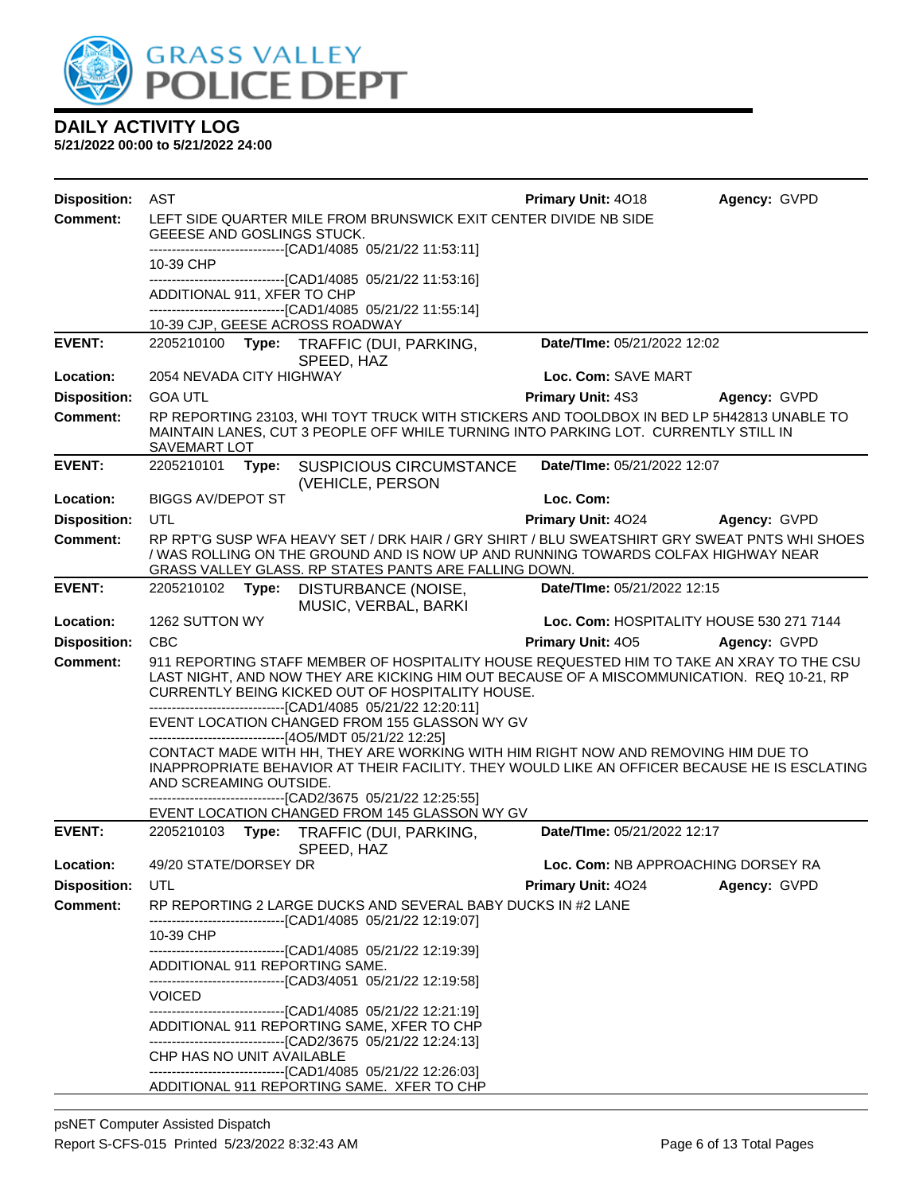# DAILY ACTIVITY LOG

**5/21/2022 00:00 to 5/21/2022 24:00**

| | | | |
|---|---|---|---|
| **Disposition:** | AST | **Primary Unit:** 4O18 | **Agency:** GVPD |

**Comment:** LEFT SIDE QUARTER MILE FROM BRUNSWICK EXIT CENTER DIVIDE NB SIDE GEEESE AND GOSLINGS STUCK.
------------------------------[CAD1/4085 05/21/22 11:53:11]
10-39 CHP
------------------------------[CAD1/4085 05/21/22 11:53:16]
ADDITIONAL 911, XFER TO CHP
------------------------------[CAD1/4085 05/21/22 11:55:14]
10-39 CJP, GEESE ACROSS ROADWAY

---

| | | | |
|---|---|---|---|
| **EVENT:** | 2205210100 **Type:** TRAFFIC (DUI, PARKING, SPEED, HAZ | **Date/TIme:** 05/21/2022 12:02 | |
| **Location:** | 2054 NEVADA CITY HIGHWAY | **Loc. Com:** SAVE MART | |
| **Disposition:** | GOA UTL | **Primary Unit:** 4S3 | **Agency:** GVPD |

**Comment:** RP REPORTING 23103, WHI TOYT TRUCK WITH STICKERS AND TOOLDBOX IN BED LP 5H42813 UNABLE TO MAINTAIN LANES, CUT 3 PEOPLE OFF WHILE TURNING INTO PARKING LOT. CURRENTLY STILL IN SAVEMART LOT

---

| | | | |
|---|---|---|---|
| **EVENT:** | 2205210101 **Type:** SUSPICIOUS CIRCUMSTANCE (VEHICLE, PERSON | **Date/TIme:** 05/21/2022 12:07 | |
| **Location:** | BIGGS AV/DEPOT ST | **Loc. Com:** | |
| **Disposition:** | UTL | **Primary Unit:** 4O24 | **Agency:** GVPD |

**Comment:** RP RPT'G SUSP WFA HEAVY SET / DRK HAIR / GRY SHIRT / BLU SWEATSHIRT GRY SWEAT PNTS WHI SHOES / WAS ROLLING ON THE GROUND AND IS NOW UP AND RUNNING TOWARDS COLFAX HIGHWAY NEAR GRASS VALLEY GLASS. RP STATES PANTS ARE FALLING DOWN.

---

| | | | |
|---|---|---|---|
| **EVENT:** | 2205210102 **Type:** DISTURBANCE (NOISE, MUSIC, VERBAL, BARKI | **Date/TIme:** 05/21/2022 12:15 | |
| **Location:** | 1262 SUTTON WY | **Loc. Com:** HOSPITALITY HOUSE 530 271 7144 | |
| **Disposition:** | CBC | **Primary Unit:** 4O5 | **Agency:** GVPD |

**Comment:** 911 REPORTING STAFF MEMBER OF HOSPITALITY HOUSE REQUESTED HIM TO TAKE AN XRAY TO THE CSU LAST NIGHT, AND NOW THEY ARE KICKING HIM OUT BECAUSE OF A MISCOMMUNICATION. REQ 10-21, RP CURRENTLY BEING KICKED OUT OF HOSPITALITY HOUSE.
------------------------------[CAD1/4085 05/21/22 12:20:11]
EVENT LOCATION CHANGED FROM 155 GLASSON WY GV
------------------------------[4O5/MDT 05/21/22 12:25]
CONTACT MADE WITH HH, THEY ARE WORKING WITH HIM RIGHT NOW AND REMOVING HIM DUE TO INAPPROPRIATE BEHAVIOR AT THEIR FACILITY. THEY WOULD LIKE AN OFFICER BECAUSE HE IS ESCLATING AND SCREAMING OUTSIDE.
------------------------------[CAD2/3675 05/21/22 12:25:55]
EVENT LOCATION CHANGED FROM 145 GLASSON WY GV

---

| | | | |
|---|---|---|---|
| **EVENT:** | 2205210103 **Type:** TRAFFIC (DUI, PARKING, SPEED, HAZ | **Date/TIme:** 05/21/2022 12:17 | |
| **Location:** | 49/20 STATE/DORSEY DR | **Loc. Com:** NB APPROACHING DORSEY RA | |
| **Disposition:** | UTL | **Primary Unit:** 4O24 | **Agency:** GVPD |

**Comment:** RP REPORTING 2 LARGE DUCKS AND SEVERAL BABY DUCKS IN #2 LANE
------------------------------[CAD1/4085 05/21/22 12:19:07]
10-39 CHP
------------------------------[CAD1/4085 05/21/22 12:19:39]
ADDITIONAL 911 REPORTING SAME.
------------------------------[CAD3/4051 05/21/22 12:19:58]
VOICED
------------------------------[CAD1/4085 05/21/22 12:21:19]
ADDITIONAL 911 REPORTING SAME, XFER TO CHP
------------------------------[CAD2/3675 05/21/22 12:24:13]
CHP HAS NO UNIT AVAILABLE
------------------------------[CAD1/4085 05/21/22 12:26:03]
ADDITIONAL 911 REPORTING SAME. XFER TO CHP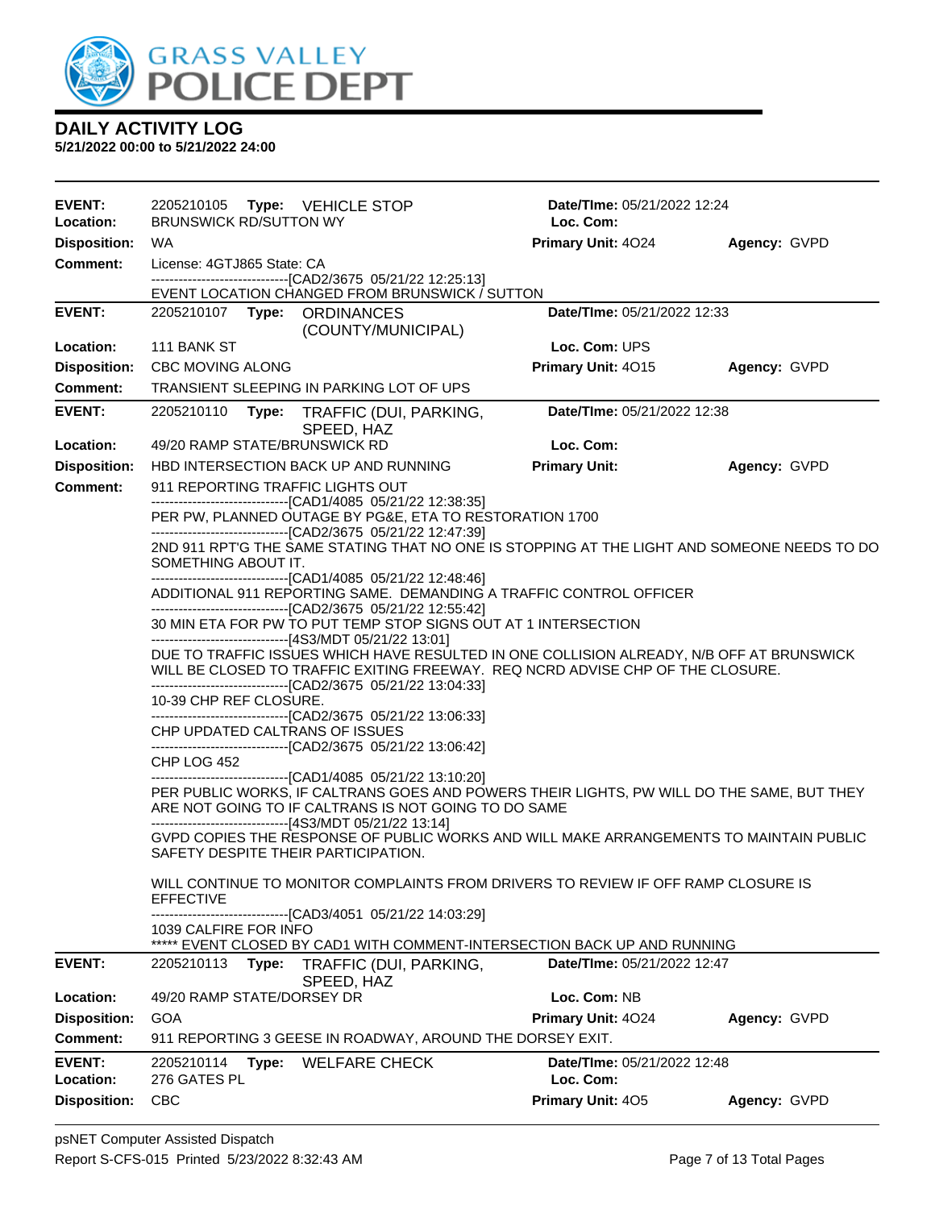# DAILY ACTIVITY LOG

**5/21/2022 00:00 to 5/21/2022 24:00**

| | | | |
|---|---|---|---|
| **EVENT:** | 2205210105 **Type:** VEHICLE STOP | **Date/TIme:** 05/21/2022 12:24 | |
| **Location:** | BRUNSWICK RD/SUTTON WY | **Loc. Com:** | |
| **Disposition:** | WA | **Primary Unit:** 4O24 | **Agency:** GVPD |
| **Comment:** | License: 4GTJ865 State: CA<br>------------------------------[CAD2/3675 05/21/22 12:25:13]<br>EVENT LOCATION CHANGED FROM BRUNSWICK / SUTTON | | |

| | | | |
|---|---|---|---|
| **EVENT:** | 2205210107 **Type:** ORDINANCES (COUNTY/MUNICIPAL) | **Date/TIme:** 05/21/2022 12:33 | |
| **Location:** | 111 BANK ST | **Loc. Com:** UPS | |
| **Disposition:** | CBC MOVING ALONG | **Primary Unit:** 4O15 | **Agency:** GVPD |
| **Comment:** | TRANSIENT SLEEPING IN PARKING LOT OF UPS | | |

| | | | |
|---|---|---|---|
| **EVENT:** | 2205210110 **Type:** TRAFFIC (DUI, PARKING, SPEED, HAZ | **Date/TIme:** 05/21/2022 12:38 | |
| **Location:** | 49/20 RAMP STATE/BRUNSWICK RD | **Loc. Com:** | |
| **Disposition:** | HBD INTERSECTION BACK UP AND RUNNING | **Primary Unit:** | **Agency:** GVPD |

**Comment:**

911 REPORTING TRAFFIC LIGHTS OUT
------------------------------[CAD1/4085 05/21/22 12:38:35]
PER PW, PLANNED OUTAGE BY PG&E, ETA TO RESTORATION 1700
------------------------------[CAD2/3675 05/21/22 12:47:39]
2ND 911 RPT'G THE SAME STATING THAT NO ONE IS STOPPING AT THE LIGHT AND SOMEONE NEEDS TO DO SOMETHING ABOUT IT.
------------------------------[CAD1/4085 05/21/22 12:48:46]
ADDITIONAL 911 REPORTING SAME. DEMANDING A TRAFFIC CONTROL OFFICER
------------------------------[CAD2/3675 05/21/22 12:55:42]
30 MIN ETA FOR PW TO PUT TEMP STOP SIGNS OUT AT 1 INTERSECTION
------------------------------[4S3/MDT 05/21/22 13:01]
DUE TO TRAFFIC ISSUES WHICH HAVE RESULTED IN ONE COLLISION ALREADY, N/B OFF AT BRUNSWICK WILL BE CLOSED TO TRAFFIC EXITING FREEWAY. REQ NCRD ADVISE CHP OF THE CLOSURE.
------------------------------[CAD2/3675 05/21/22 13:04:33]
10-39 CHP REF CLOSURE.
------------------------------[CAD2/3675 05/21/22 13:06:33]
CHP UPDATED CALTRANS OF ISSUES
------------------------------[CAD2/3675 05/21/22 13:06:42]
CHP LOG 452
------------------------------[CAD1/4085 05/21/22 13:10:20]
PER PUBLIC WORKS, IF CALTRANS GOES AND POWERS THEIR LIGHTS, PW WILL DO THE SAME, BUT THEY ARE NOT GOING TO IF CALTRANS IS NOT GOING TO DO SAME
------------------------------[4S3/MDT 05/21/22 13:14]
GVPD COPIES THE RESPONSE OF PUBLIC WORKS AND WILL MAKE ARRANGEMENTS TO MAINTAIN PUBLIC SAFETY DESPITE THEIR PARTICIPATION.

WILL CONTINUE TO MONITOR COMPLAINTS FROM DRIVERS TO REVIEW IF OFF RAMP CLOSURE IS EFFECTIVE
------------------------------[CAD3/4051 05/21/22 14:03:29]
1039 CALFIRE FOR INFO
***** EVENT CLOSED BY CAD1 WITH COMMENT-INTERSECTION BACK UP AND RUNNING

| | | | |
|---|---|---|---|
| **EVENT:** | 2205210113 **Type:** TRAFFIC (DUI, PARKING, SPEED, HAZ | **Date/TIme:** 05/21/2022 12:47 | |
| **Location:** | 49/20 RAMP STATE/DORSEY DR | **Loc. Com:** NB | |
| **Disposition:** | GOA | **Primary Unit:** 4O24 | **Agency:** GVPD |
| **Comment:** | 911 REPORTING 3 GEESE IN ROADWAY, AROUND THE DORSEY EXIT. | | |

| | | | |
|---|---|---|---|
| **EVENT:** | 2205210114 **Type:** WELFARE CHECK | **Date/TIme:** 05/21/2022 12:48 | |
| **Location:** | 276 GATES PL | **Loc. Com:** | |
| **Disposition:** | CBC | **Primary Unit:** 4O5 | **Agency:** GVPD |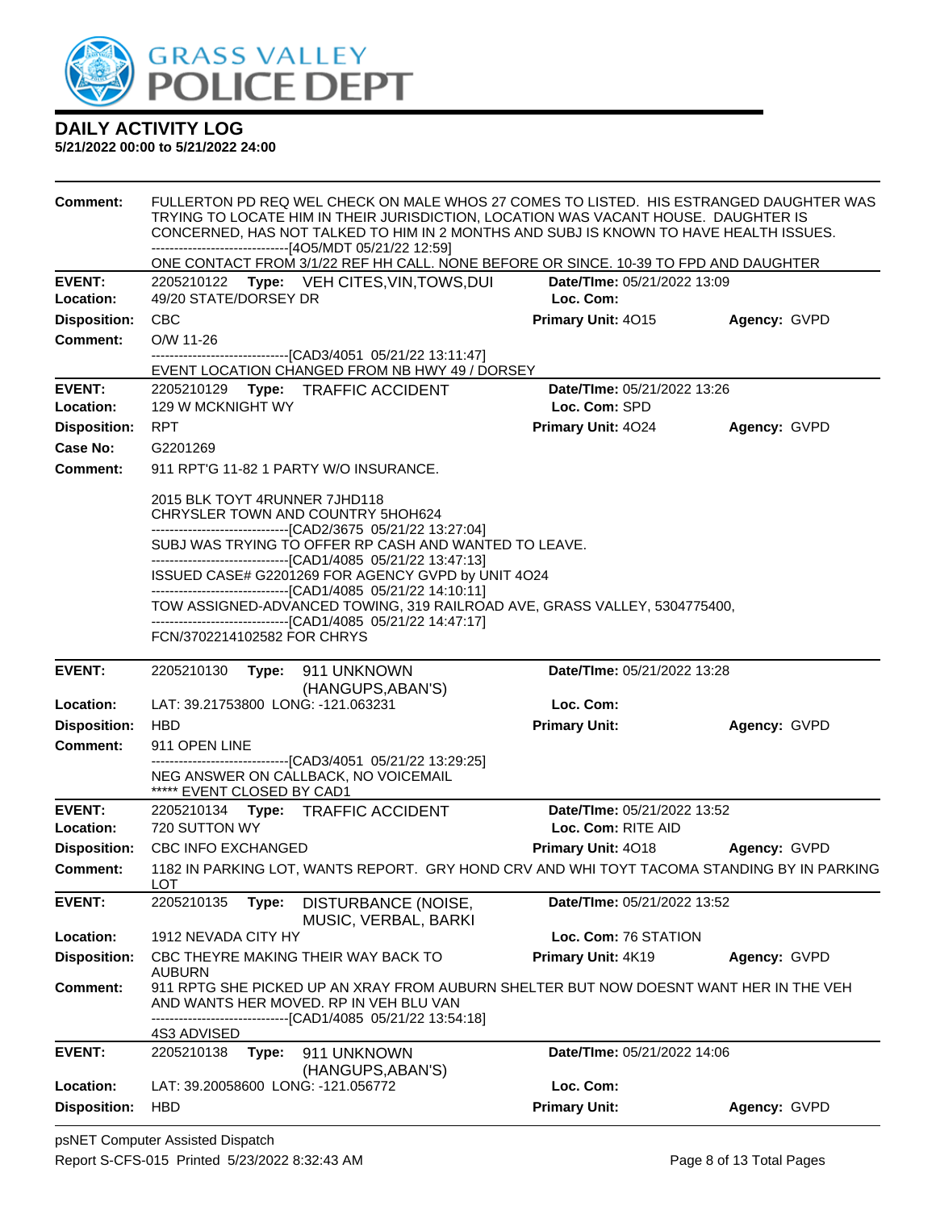**Comment:** FULLERTON PD REQ WEL CHECK ON MALE WHOS 27 COMES TO LISTED. HIS ESTRANGED DAUGHTER WAS TRYING TO LOCATE HIM IN THEIR JURISDICTION, LOCATION WAS VACANT HOUSE. DAUGHTER IS CONCERNED, HAS NOT TALKED TO HIM IN 2 MONTHS AND SUBJ IS KNOWN TO HAVE HEALTH ISSUES.
------------------------------[4O5/MDT 05/21/22 12:59]
ONE CONTACT FROM 3/1/22 REF HH CALL. NONE BEFORE OR SINCE. 10-39 TO FPD AND DAUGHTER

---

**EVENT:** 2205210122 **Type:** VEH CITES,VIN,TOWS,DUI **Date/TIme:** 05/21/2022 13:09
**Location:** 49/20 STATE/DORSEY DR **Loc. Com:**
**Disposition:** CBC **Primary Unit:** 4O15 **Agency:** GVPD
**Comment:** O/W 11-26
------------------------------[CAD3/4051 05/21/22 13:11:47]
EVENT LOCATION CHANGED FROM NB HWY 49 / DORSEY

---

**EVENT:** 2205210129 **Type:** TRAFFIC ACCIDENT **Date/TIme:** 05/21/2022 13:26
**Location:** 129 W MCKNIGHT WY **Loc. Com:** SPD
**Disposition:** RPT **Primary Unit:** 4O24 **Agency:** GVPD
**Case No:** G2201269
**Comment:** 911 RPT'G 11-82 1 PARTY W/O INSURANCE.

2015 BLK TOYT 4RUNNER 7JHD118
CHRYSLER TOWN AND COUNTRY 5HOH624
------------------------------[CAD2/3675 05/21/22 13:27:04]
SUBJ WAS TRYING TO OFFER RP CASH AND WANTED TO LEAVE.
------------------------------[CAD1/4085 05/21/22 13:47:13]
ISSUED CASE# G2201269 FOR AGENCY GVPD by UNIT 4O24
------------------------------[CAD1/4085 05/21/22 14:10:11]
TOW ASSIGNED-ADVANCED TOWING, 319 RAILROAD AVE, GRASS VALLEY, 5304775400,
------------------------------[CAD1/4085 05/21/22 14:47:17]
FCN/3702214102582 FOR CHRYS

---

**EVENT:** 2205210130 **Type:** 911 UNKNOWN (HANGUPS,ABAN'S) **Date/TIme:** 05/21/2022 13:28
**Location:** LAT: 39.21753800 LONG: -121.063231 **Loc. Com:**
**Disposition:** HBD **Primary Unit:** **Agency:** GVPD
**Comment:** 911 OPEN LINE
------------------------------[CAD3/4051 05/21/22 13:29:25]
NEG ANSWER ON CALLBACK, NO VOICEMAIL
***** EVENT CLOSED BY CAD1

---

**EVENT:** 2205210134 **Type:** TRAFFIC ACCIDENT **Date/TIme:** 05/21/2022 13:52
**Location:** 720 SUTTON WY **Loc. Com:** RITE AID
**Disposition:** CBC INFO EXCHANGED **Primary Unit:** 4O18 **Agency:** GVPD
**Comment:** 1182 IN PARKING LOT, WANTS REPORT. GRY HOND CRV AND WHI TOYT TACOMA STANDING BY IN PARKING LOT

---

**EVENT:** 2205210135 **Type:** DISTURBANCE (NOISE, MUSIC, VERBAL, BARKI **Date/TIme:** 05/21/2022 13:52
**Location:** 1912 NEVADA CITY HY **Loc. Com:** 76 STATION
**Disposition:** CBC THEYRE MAKING THEIR WAY BACK TO AUBURN **Primary Unit:** 4K19 **Agency:** GVPD
**Comment:** 911 RPTG SHE PICKED UP AN XRAY FROM AUBURN SHELTER BUT NOW DOESNT WANT HER IN THE VEH AND WANTS HER MOVED. RP IN VEH BLU VAN
------------------------------[CAD1/4085 05/21/22 13:54:18]
4S3 ADVISED

---

**EVENT:** 2205210138 **Type:** 911 UNKNOWN (HANGUPS,ABAN'S) **Date/TIme:** 05/21/2022 14:06
**Location:** LAT: 39.20058600 LONG: -121.056772 **Loc. Com:**
**Disposition:** HBD **Primary Unit:** **Agency:** GVPD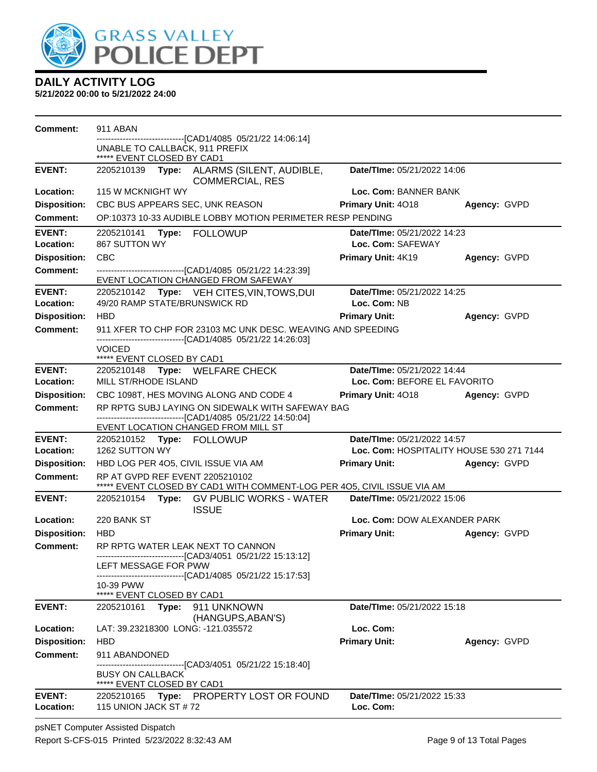# GRASS VALLEY POLICE DEPT

## DAILY ACTIVITY LOG

**5/21/2022 00:00 to 5/21/2022 24:00**

**Comment:** 911 ABAN
------------------------------[CAD1/4085 05/21/22 14:06:14]
UNABLE TO CALLBACK, 911 PREFIX
***** EVENT CLOSED BY CAD1

---

**EVENT:** 2205210139 **Type:** ALARMS (SILENT, AUDIBLE, COMMERCIAL, RES **Date/TIme:** 05/21/2022 14:06
**Location:** 115 W MCKNIGHT WY **Loc. Com:** BANNER BANK
**Disposition:** CBC BUS APPEARS SEC, UNK REASON **Primary Unit:** 4O18 **Agency:** GVPD
**Comment:** OP:10373 10-33 AUDIBLE LOBBY MOTION PERIMETER RESP PENDING

---

**EVENT:** 2205210141 **Type:** FOLLOWUP **Date/TIme:** 05/21/2022 14:23
**Location:** 867 SUTTON WY **Loc. Com:** SAFEWAY
**Disposition:** CBC **Primary Unit:** 4K19 **Agency:** GVPD
**Comment:** ------------------------------[CAD1/4085 05/21/22 14:23:39]
EVENT LOCATION CHANGED FROM SAFEWAY

---

**EVENT:** 2205210142 **Type:** VEH CITES,VIN,TOWS,DUI **Date/TIme:** 05/21/2022 14:25
**Location:** 49/20 RAMP STATE/BRUNSWICK RD **Loc. Com:** NB
**Disposition:** HBD **Primary Unit:** **Agency:** GVPD
**Comment:** 911 XFER TO CHP FOR 23103 MC UNK DESC. WEAVING AND SPEEDING
------------------------------[CAD1/4085 05/21/22 14:26:03]
VOICED
***** EVENT CLOSED BY CAD1

---

**EVENT:** 2205210148 **Type:** WELFARE CHECK **Date/TIme:** 05/21/2022 14:44
**Location:** MILL ST/RHODE ISLAND **Loc. Com:** BEFORE EL FAVORITO
**Disposition:** CBC 1098T, HES MOVING ALONG AND CODE 4 **Primary Unit:** 4O18 **Agency:** GVPD
**Comment:** RP RPTG SUBJ LAYING ON SIDEWALK WITH SAFEWAY BAG
------------------------------[CAD1/4085 05/21/22 14:50:04]
EVENT LOCATION CHANGED FROM MILL ST

---

**EVENT:** 2205210152 **Type:** FOLLOWUP **Date/TIme:** 05/21/2022 14:57
**Location:** 1262 SUTTON WY **Loc. Com:** HOSPITALITY HOUSE 530 271 7144
**Disposition:** HBD LOG PER 4O5, CIVIL ISSUE VIA AM **Primary Unit:** **Agency:** GVPD
**Comment:** RP AT GVPD REF EVENT 2205210102
***** EVENT CLOSED BY CAD1 WITH COMMENT-LOG PER 4O5, CIVIL ISSUE VIA AM

---

**EVENT:** 2205210154 **Type:** GV PUBLIC WORKS - WATER ISSUE **Date/TIme:** 05/21/2022 15:06
**Location:** 220 BANK ST **Loc. Com:** DOW ALEXANDER PARK
**Disposition:** HBD **Primary Unit:** **Agency:** GVPD
**Comment:** RP RPTG WATER LEAK NEXT TO CANNON
------------------------------[CAD3/4051 05/21/22 15:13:12]
LEFT MESSAGE FOR PWW
------------------------------[CAD1/4085 05/21/22 15:17:53]
10-39 PWW
***** EVENT CLOSED BY CAD1

---

**EVENT:** 2205210161 **Type:** 911 UNKNOWN (HANGUPS,ABAN'S) **Date/TIme:** 05/21/2022 15:18
**Location:** LAT: 39.23218300 LONG: -121.035572 **Loc. Com:**
**Disposition:** HBD **Primary Unit:** **Agency:** GVPD
**Comment:** 911 ABANDONED
------------------------------[CAD3/4051 05/21/22 15:18:40]
BUSY ON CALLBACK
***** EVENT CLOSED BY CAD1

---

**EVENT:** 2205210165 **Type:** PROPERTY LOST OR FOUND **Date/TIme:** 05/21/2022 15:33
**Location:** 115 UNION JACK ST # 72 **Loc. Com:**

psNET Computer Assisted Dispatch
Report S-CFS-015 Printed 5/23/2022 8:32:43 AM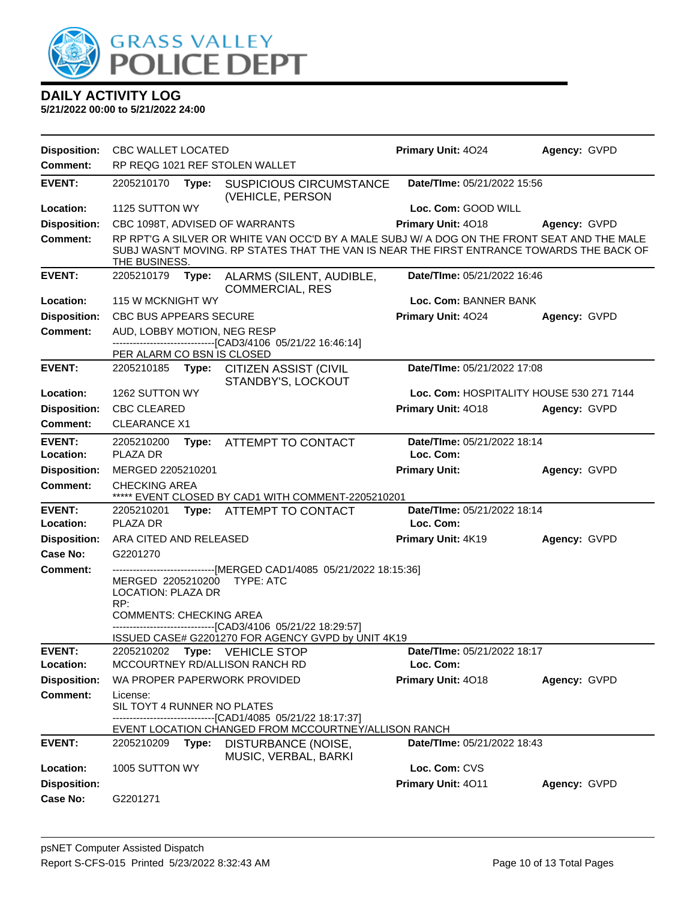# DAILY ACTIVITY LOG

**5/21/2022 00:00 to 5/21/2022 24:00**

**Disposition:** CBC WALLET LOCATED | **Primary Unit:** 4O24 | **Agency:** GVPD
**Comment:** RP REQG 1021 REF STOLEN WALLET

---

**EVENT:** 2205210170 **Type:** SUSPICIOUS CIRCUMSTANCE (VEHICLE, PERSON | **Date/TIme:** 05/21/2022 15:56
**Location:** 1125 SUTTON WY | **Loc. Com:** GOOD WILL
**Disposition:** CBC 1098T, ADVISED OF WARRANTS | **Primary Unit:** 4O18 | **Agency:** GVPD
**Comment:** RP RPT'G A SILVER OR WHITE VAN OCC'D BY A MALE SUBJ W/ A DOG ON THE FRONT SEAT AND THE MALE SUBJ WASN'T MOVING. RP STATES THAT THE VAN IS NEAR THE FIRST ENTRANCE TOWARDS THE BACK OF THE BUSINESS.

---

**EVENT:** 2205210179 **Type:** ALARMS (SILENT, AUDIBLE, COMMERCIAL, RES | **Date/TIme:** 05/21/2022 16:46
**Location:** 115 W MCKNIGHT WY | **Loc. Com:** BANNER BANK
**Disposition:** CBC BUS APPEARS SECURE | **Primary Unit:** 4O24 | **Agency:** GVPD
**Comment:** AUD, LOBBY MOTION, NEG RESP
------------------------------[CAD3/4106 05/21/22 16:46:14]
PER ALARM CO BSN IS CLOSED

---

**EVENT:** 2205210185 **Type:** CITIZEN ASSIST (CIVIL STANDBY'S, LOCKOUT | **Date/TIme:** 05/21/2022 17:08
**Location:** 1262 SUTTON WY | **Loc. Com:** HOSPITALITY HOUSE 530 271 7144
**Disposition:** CBC CLEARED | **Primary Unit:** 4O18 | **Agency:** GVPD
**Comment:** CLEARANCE X1

---

**EVENT:** 2205210200 **Type:** ATTEMPT TO CONTACT | **Date/TIme:** 05/21/2022 18:14
**Location:** PLAZA DR | **Loc. Com:**
**Disposition:** MERGED 2205210201 | **Primary Unit:** | **Agency:** GVPD
**Comment:** CHECKING AREA
***** EVENT CLOSED BY CAD1 WITH COMMENT-2205210201

---

**EVENT:** 2205210201 **Type:** ATTEMPT TO CONTACT | **Date/TIme:** 05/21/2022 18:14
**Location:** PLAZA DR | **Loc. Com:**
**Disposition:** ARA CITED AND RELEASED | **Primary Unit:** 4K19 | **Agency:** GVPD
**Case No:** G2201270
**Comment:** ------------------------------[MERGED CAD1/4085 05/21/2022 18:15:36]
MERGED 2205210200 TYPE: ATC
LOCATION: PLAZA DR
RP:
COMMENTS: CHECKING AREA
------------------------------[CAD3/4106 05/21/22 18:29:57]
ISSUED CASE# G2201270 FOR AGENCY GVPD by UNIT 4K19

---

**EVENT:** 2205210202 **Type:** VEHICLE STOP | **Date/TIme:** 05/21/2022 18:17
**Location:** MCCOURTNEY RD/ALLISON RANCH RD | **Loc. Com:**
**Disposition:** WA PROPER PAPERWORK PROVIDED | **Primary Unit:** 4O18 | **Agency:** GVPD
**Comment:** License:
SIL TOYT 4 RUNNER NO PLATES
------------------------------[CAD1/4085 05/21/22 18:17:37]
EVENT LOCATION CHANGED FROM MCCOURTNEY/ALLISON RANCH

---

**EVENT:** 2205210209 **Type:** DISTURBANCE (NOISE, MUSIC, VERBAL, BARKI | **Date/TIme:** 05/21/2022 18:43
**Location:** 1005 SUTTON WY | **Loc. Com:** CVS
**Disposition:** | **Primary Unit:** 4O11 | **Agency:** GVPD
**Case No:** G2201271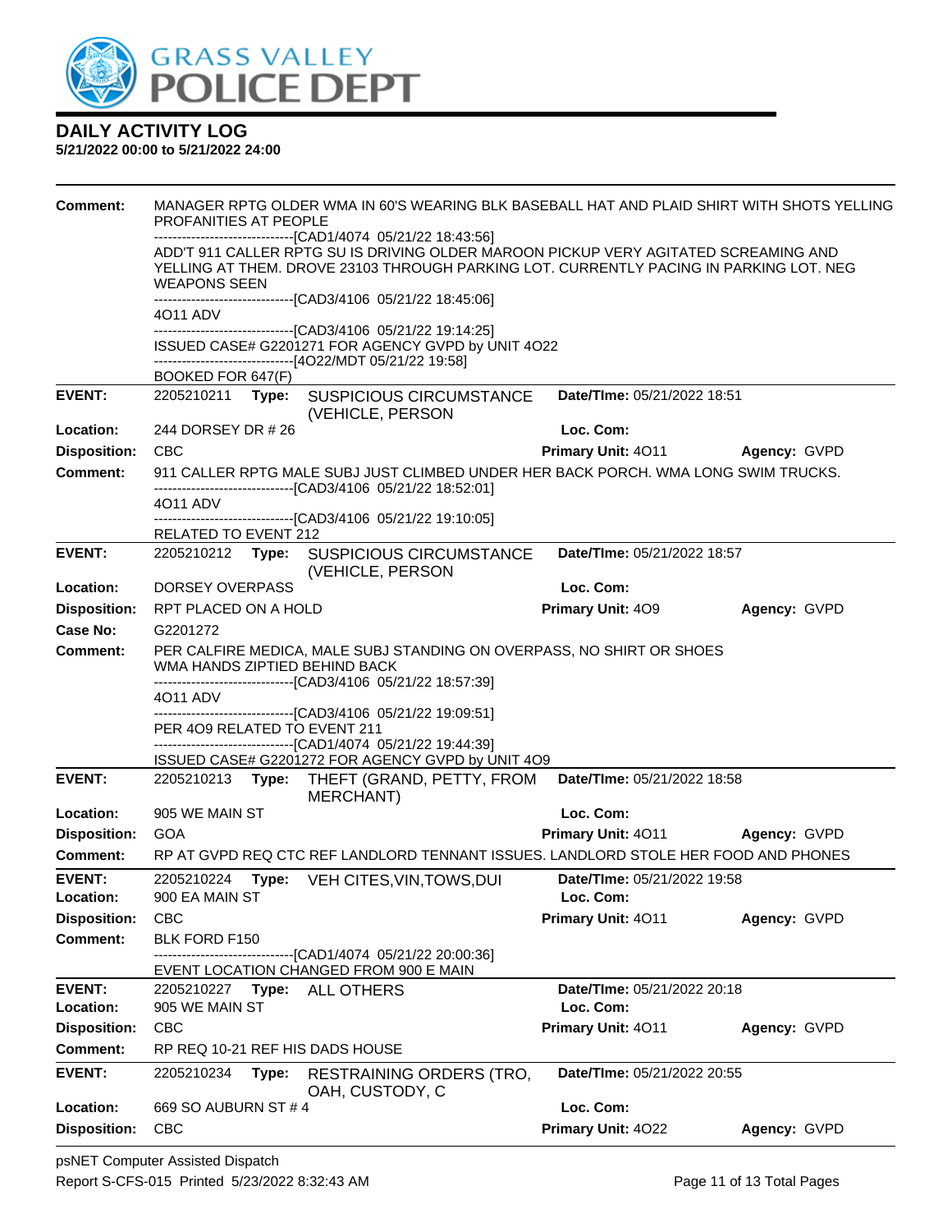## DAILY ACTIVITY LOG
**5/21/2022 00:00 to 5/21/2022 24:00**

**Comment:** MANAGER RPTG OLDER WMA IN 60'S WEARING BLK BASEBALL HAT AND PLAID SHIRT WITH SHOTS YELLING PROFANITIES AT PEOPLE
------------------------------[CAD1/4074 05/21/22 18:43:56]
ADD'T 911 CALLER RPTG SU IS DRIVING OLDER MAROON PICKUP VERY AGITATED SCREAMING AND YELLING AT THEM. DROVE 23103 THROUGH PARKING LOT. CURRENTLY PACING IN PARKING LOT. NEG WEAPONS SEEN
------------------------------[CAD3/4106 05/21/22 18:45:06]
4O11 ADV
------------------------------[CAD3/4106 05/21/22 19:14:25]
ISSUED CASE# G2201271 FOR AGENCY GVPD by UNIT 4O22
------------------------------[4O22/MDT 05/21/22 19:58]
BOOKED FOR 647(F)

---

**EVENT:** 2205210211 **Type:** SUSPICIOUS CIRCUMSTANCE (VEHICLE, PERSON) **Date/TIme:** 05/21/2022 18:51
**Location:** 244 DORSEY DR # 26 **Loc. Com:**
**Disposition:** CBC **Primary Unit:** 4O11 **Agency:** GVPD
**Comment:** 911 CALLER RPTG MALE SUBJ JUST CLIMBED UNDER HER BACK PORCH. WMA LONG SWIM TRUCKS.
------------------------------[CAD3/4106 05/21/22 18:52:01]
4O11 ADV
------------------------------[CAD3/4106 05/21/22 19:10:05]
RELATED TO EVENT 212

---

**EVENT:** 2205210212 **Type:** SUSPICIOUS CIRCUMSTANCE (VEHICLE, PERSON) **Date/TIme:** 05/21/2022 18:57
**Location:** DORSEY OVERPASS **Loc. Com:**
**Disposition:** RPT PLACED ON A HOLD **Primary Unit:** 4O9 **Agency:** GVPD
**Case No:** G2201272
**Comment:** PER CALFIRE MEDICA, MALE SUBJ STANDING ON OVERPASS, NO SHIRT OR SHOES WMA HANDS ZIPTIED BEHIND BACK
------------------------------[CAD3/4106 05/21/22 18:57:39]
4O11 ADV
------------------------------[CAD3/4106 05/21/22 19:09:51]
PER 4O9 RELATED TO EVENT 211
------------------------------[CAD1/4074 05/21/22 19:44:39]
ISSUED CASE# G2201272 FOR AGENCY GVPD by UNIT 4O9

---

**EVENT:** 2205210213 **Type:** THEFT (GRAND, PETTY, FROM MERCHANT) **Date/TIme:** 05/21/2022 18:58
**Location:** 905 WE MAIN ST **Loc. Com:**
**Disposition:** GOA **Primary Unit:** 4O11 **Agency:** GVPD
**Comment:** RP AT GVPD REQ CTC REF LANDLORD TENNANT ISSUES. LANDLORD STOLE HER FOOD AND PHONES

---

**EVENT:** 2205210224 **Type:** VEH CITES,VIN,TOWS,DUI **Date/TIme:** 05/21/2022 19:58
**Location:** 900 EA MAIN ST **Loc. Com:**
**Disposition:** CBC **Primary Unit:** 4O11 **Agency:** GVPD
**Comment:** BLK FORD F150
------------------------------[CAD1/4074 05/21/22 20:00:36]
EVENT LOCATION CHANGED FROM 900 E MAIN

---

**EVENT:** 2205210227 **Type:** ALL OTHERS **Date/TIme:** 05/21/2022 20:18
**Location:** 905 WE MAIN ST **Loc. Com:**
**Disposition:** CBC **Primary Unit:** 4O11 **Agency:** GVPD
**Comment:** RP REQ 10-21 REF HIS DADS HOUSE

---

**EVENT:** 2205210234 **Type:** RESTRAINING ORDERS (TRO, OAH, CUSTODY, C **Date/TIme:** 05/21/2022 20:55
**Location:** 669 SO AUBURN ST # 4 **Loc. Com:**
**Disposition:** CBC **Primary Unit:** 4O22 **Agency:** GVPD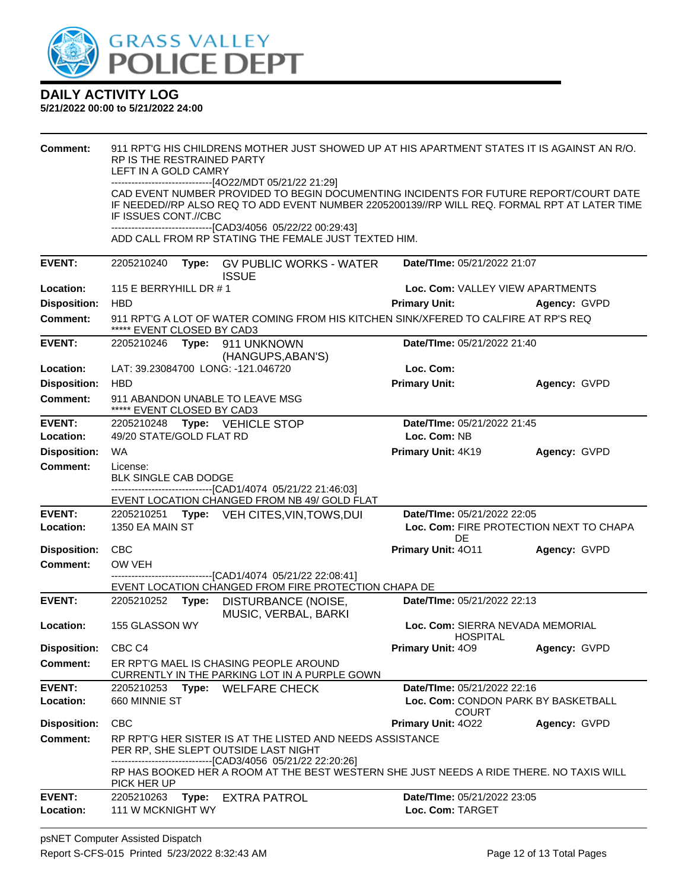**DAILY ACTIVITY LOG**
**5/21/2022 00:00 to 5/21/2022 24:00**

**Comment:** 911 RPT'G HIS CHILDRENS MOTHER JUST SHOWED UP AT HIS APARTMENT STATES IT IS AGAINST AN R/O. RP IS THE RESTRAINED PARTY
LEFT IN A GOLD CAMRY
------------------------------[4O22/MDT 05/21/22 21:29]
CAD EVENT NUMBER PROVIDED TO BEGIN DOCUMENTING INCIDENTS FOR FUTURE REPORT/COURT DATE IF NEEDED//RP ALSO REQ TO ADD EVENT NUMBER 2205200139//RP WILL REQ. FORMAL RPT AT LATER TIME IF ISSUES CONT.//CBC
------------------------------[CAD3/4056 05/22/22 00:29:43]
ADD CALL FROM RP STATING THE FEMALE JUST TEXTED HIM.

---

**EVENT:** 2205210240 **Type:** GV PUBLIC WORKS - WATER ISSUE **Date/TIme:** 05/21/2022 21:07
**Location:** 115 E BERRYHILL DR # 1 **Loc. Com:** VALLEY VIEW APARTMENTS
**Disposition:** HBD **Primary Unit:** **Agency:** GVPD
**Comment:** 911 RPT'G A LOT OF WATER COMING FROM HIS KITCHEN SINK/XFERED TO CALFIRE AT RP'S REQ
***** EVENT CLOSED BY CAD3

---

**EVENT:** 2205210246 **Type:** 911 UNKNOWN (HANGUPS,ABAN'S) **Date/TIme:** 05/21/2022 21:40
**Location:** LAT: 39.23084700 LONG: -121.046720 **Loc. Com:**
**Disposition:** HBD **Primary Unit:** **Agency:** GVPD
**Comment:** 911 ABANDON UNABLE TO LEAVE MSG
***** EVENT CLOSED BY CAD3

---

**EVENT:** 2205210248 **Type:** VEHICLE STOP **Date/TIme:** 05/21/2022 21:45
**Location:** 49/20 STATE/GOLD FLAT RD **Loc. Com:** NB
**Disposition:** WA **Primary Unit:** 4K19 **Agency:** GVPD
**Comment:** License:
BLK SINGLE CAB DODGE
------------------------------[CAD1/4074 05/21/22 21:46:03]
EVENT LOCATION CHANGED FROM NB 49/ GOLD FLAT

---

**EVENT:** 2205210251 **Type:** VEH CITES,VIN,TOWS,DUI **Date/TIme:** 05/21/2022 22:05
**Location:** 1350 EA MAIN ST **Loc. Com:** FIRE PROTECTION NEXT TO CHAPA DE
**Disposition:** CBC **Primary Unit:** 4O11 **Agency:** GVPD
**Comment:** OW VEH
------------------------------[CAD1/4074 05/21/22 22:08:41]
EVENT LOCATION CHANGED FROM FIRE PROTECTION CHAPA DE

---

**EVENT:** 2205210252 **Type:** DISTURBANCE (NOISE, MUSIC, VERBAL, BARKI **Date/TIme:** 05/21/2022 22:13
**Location:** 155 GLASSON WY **Loc. Com:** SIERRA NEVADA MEMORIAL HOSPITAL
**Disposition:** CBC C4 **Primary Unit:** 4O9 **Agency:** GVPD
**Comment:** ER RPT'G MAEL IS CHASING PEOPLE AROUND
CURRENTLY IN THE PARKING LOT IN A PURPLE GOWN

---

**EVENT:** 2205210253 **Type:** WELFARE CHECK **Date/TIme:** 05/21/2022 22:16
**Location:** 660 MINNIE ST **Loc. Com:** CONDON PARK BY BASKETBALL COURT
**Disposition:** CBC **Primary Unit:** 4O22 **Agency:** GVPD
**Comment:** RP RPT'G HER SISTER IS AT THE LISTED AND NEEDS ASSISTANCE
PER RP, SHE SLEPT OUTSIDE LAST NIGHT
------------------------------[CAD3/4056 05/21/22 22:20:26]
RP HAS BOOKED HER A ROOM AT THE BEST WESTERN SHE JUST NEEDS A RIDE THERE. NO TAXIS WILL PICK HER UP

---

**EVENT:** 2205210263 **Type:** EXTRA PATROL **Date/TIme:** 05/21/2022 23:05
**Location:** 111 W MCKNIGHT WY **Loc. Com:** TARGET

psNET Computer Assisted Dispatch
Report S-CFS-015 Printed 5/23/2022 8:32:43 AM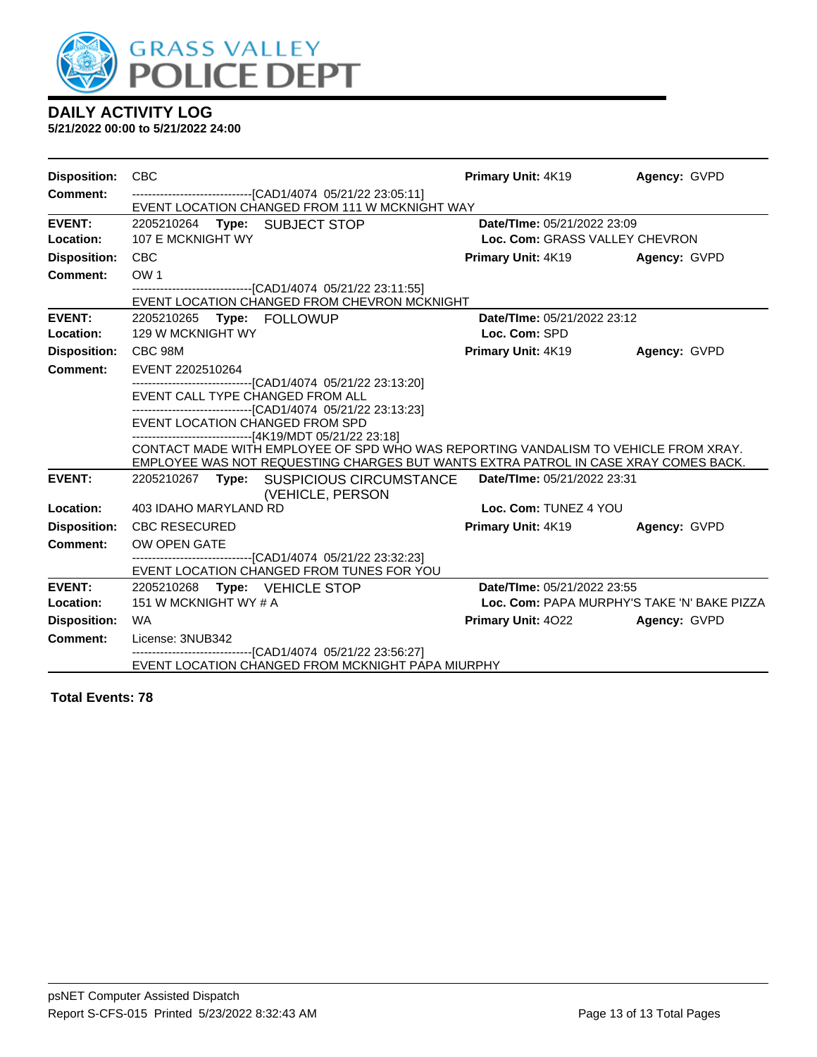**GRASS VALLEY POLICE DEPT**

## DAILY ACTIVITY LOG

**5/21/2022 00:00 to 5/21/2022 24:00**

| | | | |
|---|---|---|---|
| **Disposition:** | CBC | **Primary Unit:** 4K19 | **Agency:** GVPD |
| **Comment:** | ------------------------------[CAD1/4074 05/21/22 23:05:11] EVENT LOCATION CHANGED FROM 111 W MCKNIGHT WAY | | |

| | | | |
|---|---|---|---|
| **EVENT:** | 2205210264 **Type:** SUBJECT STOP | **Date/TIme:** 05/21/2022 23:09 | |
| **Location:** | 107 E MCKNIGHT WY | **Loc. Com:** GRASS VALLEY CHEVRON | |
| **Disposition:** | CBC | **Primary Unit:** 4K19 | **Agency:** GVPD |
| **Comment:** | OW 1 ------------------------------[CAD1/4074 05/21/22 23:11:55] EVENT LOCATION CHANGED FROM CHEVRON MCKNIGHT | | |

| | | | |
|---|---|---|---|
| **EVENT:** | 2205210265 **Type:** FOLLOWUP | **Date/TIme:** 05/21/2022 23:12 | |
| **Location:** | 129 W MCKNIGHT WY | **Loc. Com:** SPD | |
| **Disposition:** | CBC 98M | **Primary Unit:** 4K19 | **Agency:** GVPD |
| **Comment:** | EVENT 2202510264 ------------------------------[CAD1/4074 05/21/22 23:13:20] EVENT CALL TYPE CHANGED FROM ALL ------------------------------[CAD1/4074 05/21/22 23:13:23] EVENT LOCATION CHANGED FROM SPD ------------------------------[4K19/MDT 05/21/22 23:18] CONTACT MADE WITH EMPLOYEE OF SPD WHO WAS REPORTING VANDALISM TO VEHICLE FROM XRAY. EMPLOYEE WAS NOT REQUESTING CHARGES BUT WANTS EXTRA PATROL IN CASE XRAY COMES BACK. | | |

| | | | |
|---|---|---|---|
| **EVENT:** | 2205210267 **Type:** SUSPICIOUS CIRCUMSTANCE (VEHICLE, PERSON | **Date/TIme:** 05/21/2022 23:31 | |
| **Location:** | 403 IDAHO MARYLAND RD | **Loc. Com:** TUNEZ 4 YOU | |
| **Disposition:** | CBC RESECURED | **Primary Unit:** 4K19 | **Agency:** GVPD |
| **Comment:** | OW OPEN GATE ------------------------------[CAD1/4074 05/21/22 23:32:23] EVENT LOCATION CHANGED FROM TUNES FOR YOU | | |

| | | | |
|---|---|---|---|
| **EVENT:** | 2205210268 **Type:** VEHICLE STOP | **Date/TIme:** 05/21/2022 23:55 | |
| **Location:** | 151 W MCKNIGHT WY # A | **Loc. Com:** PAPA MURPHY'S TAKE 'N' BAKE PIZZA | |
| **Disposition:** | WA | **Primary Unit:** 4O22 | **Agency:** GVPD |
| **Comment:** | License: 3NUB342 ------------------------------[CAD1/4074 05/21/22 23:56:27] EVENT LOCATION CHANGED FROM MCKNIGHT PAPA MIURPHY | | |

**Total Events: 78**

psNET Computer Assisted Dispatch
Report S-CFS-015 Printed 5/23/2022 8:32:43 AM